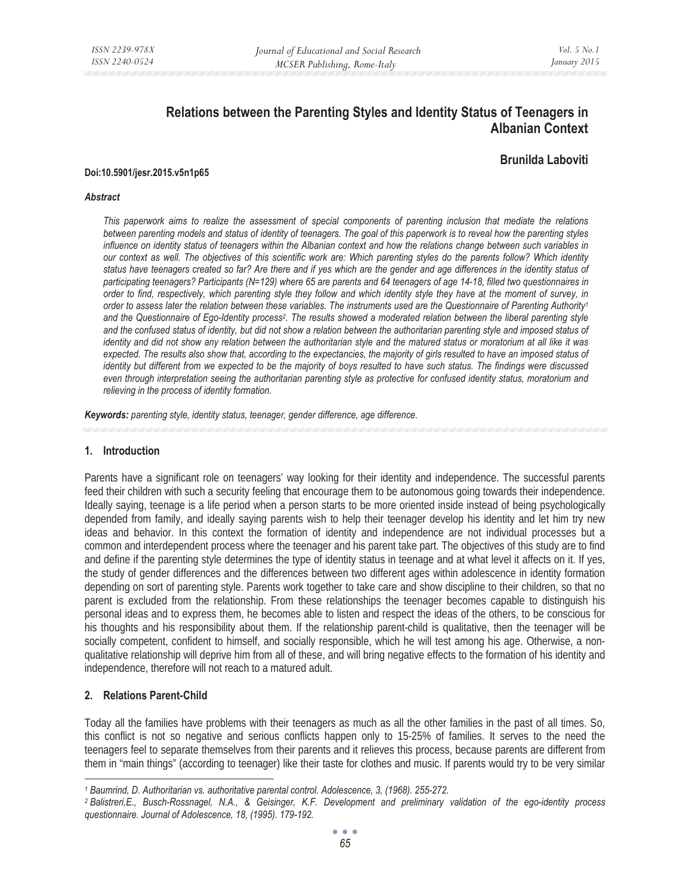# Relations between the Parenting Styles and Identity Status of Teenagers in Albanian Context

**Brunilda Laboviti**

**Doi:10.5901/jesr.2015.v5n1p65**

***Abstract***

*This paperwork aims to realize the assessment of special components of parenting inclusion that mediate the relations between parenting models and status of identity of teenagers. The goal of this paperwork is to reveal how the parenting styles influence on identity status of teenagers within the Albanian context and how the relations change between such variables in our context as well. The objectives of this scientific work are: Which parenting styles do the parents follow? Which identity status have teenagers created so far? Are there and if yes which are the gender and age differences in the identity status of participating teenagers? Participants (N=129) where 65 are parents and 64 teenagers of age 14-18, filled two questionnaires in order to find, respectively, which parenting style they follow and which identity style they have at the moment of survey, in order to assess later the relation between these variables. The instruments used are the Questionnaire of Parenting Authority[1] and the Questionnaire of Ego-Identity process[2]. The results showed a moderated relation between the liberal parenting style and the confused status of identity, but did not show a relation between the authoritarian parenting style and imposed status of identity and did not show any relation between the authoritarian style and the matured status or moratorium at all like it was expected. The results also show that, according to the expectancies, the majority of girls resulted to have an imposed status of identity but different from we expected to be the majority of boys resulted to have such status. The findings were discussed even through interpretation seeing the authoritarian parenting style as protective for confused identity status, moratorium and relieving in the process of identity formation.*

***Keywords:*** *parenting style, identity status, teenager, gender difference, age difference.*

## 1. Introduction

Parents have a significant role on teenagers' way looking for their identity and independence. The successful parents feed their children with such a security feeling that encourage them to be autonomous going towards their independence. Ideally saying, teenage is a life period when a person starts to be more oriented inside instead of being psychologically depended from family, and ideally saying parents wish to help their teenager develop his identity and let him try new ideas and behavior. In this context the formation of identity and independence are not individual processes but a common and interdependent process where the teenager and his parent take part. The objectives of this study are to find and define if the parenting style determines the type of identity status in teenage and at what level it affects on it. If yes, the study of gender differences and the differences between two different ages within adolescence in identity formation depending on sort of parenting style. Parents work together to take care and show discipline to their children, so that no parent is excluded from the relationship. From these relationships the teenager becomes capable to distinguish his personal ideas and to express them, he becomes able to listen and respect the ideas of the others, to be conscious for his thoughts and his responsibility about them. If the relationship parent-child is qualitative, then the teenager will be socially competent, confident to himself, and socially responsible, which he will test among his age. Otherwise, a non-qualitative relationship will deprive him from all of these, and will bring negative effects to the formation of his identity and independence, therefore will not reach to a matured adult.

## 2. Relations Parent-Child

Today all the families have problems with their teenagers as much as all the other families in the past of all times. So, this conflict is not so negative and serious conflicts happen only to 15-25% of families. It serves to the need the teenagers feel to separate themselves from their parents and it relieves this process, because parents are different from them in "main things" (according to teenager) like their taste for clothes and music. If parents would try to be very similar

---

[1] *Baumrind, D. Authoritarian vs. authoritative parental control. Adolescence, 3, (1968). 255-272.*

[2] *Balistreri,E., Busch-Rossnagel, N.A., & Geisinger, K.F. Development and preliminary validation of the ego-identity process questionnaire. Journal of Adolescence, 18, (1995). 179-192.*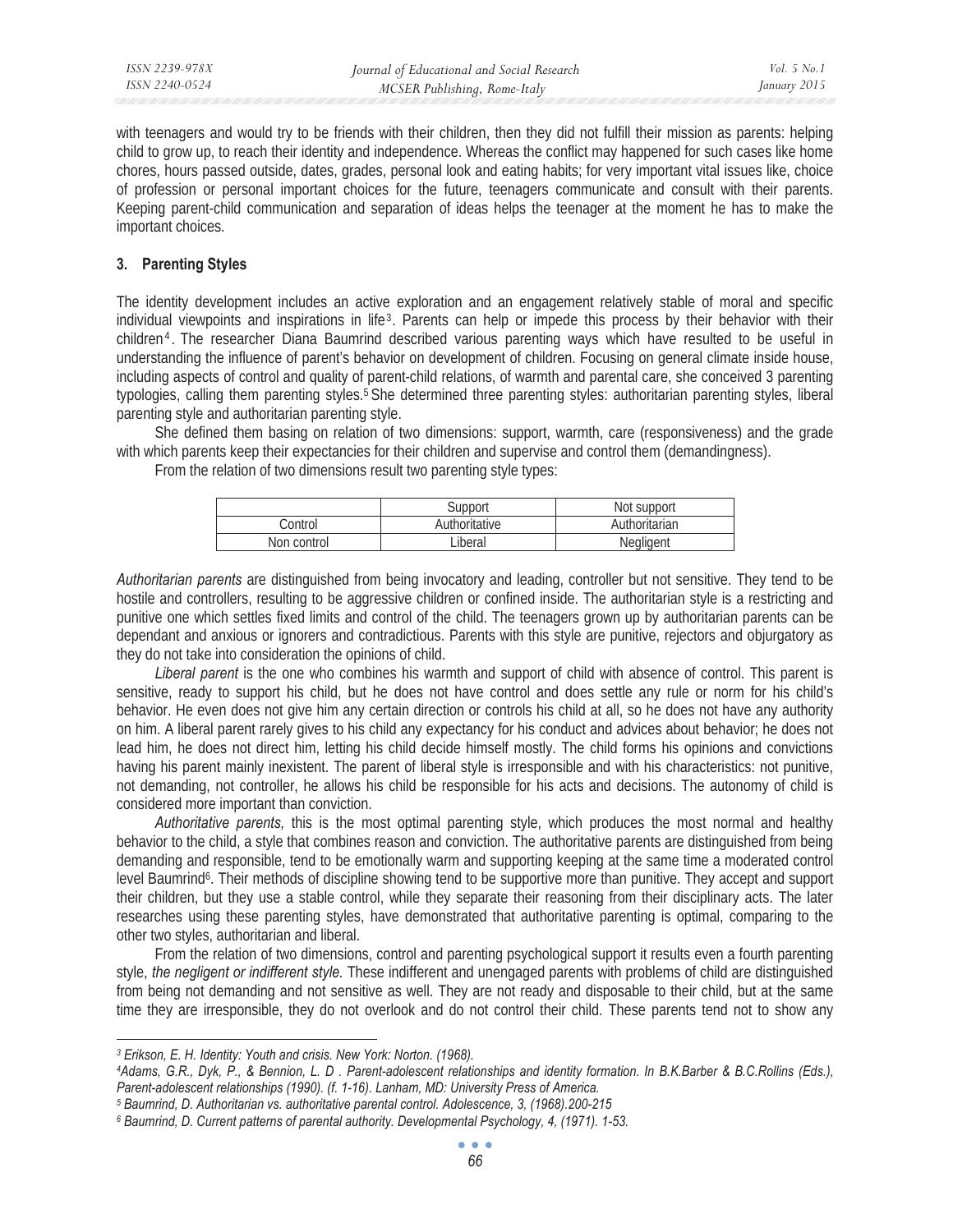with teenagers and would try to be friends with their children, then they did not fulfill their mission as parents: helping child to grow up, to reach their identity and independence. Whereas the conflict may happened for such cases like home chores, hours passed outside, dates, grades, personal look and eating habits; for very important vital issues like, choice of profession or personal important choices for the future, teenagers communicate and consult with their parents. Keeping parent-child communication and separation of ideas helps the teenager at the moment he has to make the important choices.

## 3. Parenting Styles

The identity development includes an active exploration and an engagement relatively stable of moral and specific individual viewpoints and inspirations in life[3]. Parents can help or impede this process by their behavior with their children[4]. The researcher Diana Baumrind described various parenting ways which have resulted to be useful in understanding the influence of parent's behavior on development of children. Focusing on general climate inside house, including aspects of control and quality of parent-child relations, of warmth and parental care, she conceived 3 parenting typologies, calling them parenting styles.[5] She determined three parenting styles: authoritarian parenting styles, liberal parenting style and authoritarian parenting style.

She defined them basing on relation of two dimensions: support, warmth, care (responsiveness) and the grade with which parents keep their expectancies for their children and supervise and control them (demandingness).

From the relation of two dimensions result two parenting style types:

| | Support | Not support |
|---|---|---|
| Control | Authoritative | Authoritarian |
| Non control | Liberal | Negligent |

*Authoritarian parents* are distinguished from being invocatory and leading, controller but not sensitive. They tend to be hostile and controllers, resulting to be aggressive children or confined inside. The authoritarian style is a restricting and punitive one which settles fixed limits and control of the child. The teenagers grown up by authoritarian parents can be dependant and anxious or ignorers and contradictious. Parents with this style are punitive, rejectors and objurgatory as they do not take into consideration the opinions of child.

*Liberal parent* is the one who combines his warmth and support of child with absence of control. This parent is sensitive, ready to support his child, but he does not have control and does settle any rule or norm for his child's behavior. He even does not give him any certain direction or controls his child at all, so he does not have any authority on him. A liberal parent rarely gives to his child any expectancy for his conduct and advices about behavior; he does not lead him, he does not direct him, letting his child decide himself mostly. The child forms his opinions and convictions having his parent mainly inexistent. The parent of liberal style is irresponsible and with his characteristics: not punitive, not demanding, not controller, he allows his child be responsible for his acts and decisions. The autonomy of child is considered more important than conviction.

*Authoritative parents,* this is the most optimal parenting style, which produces the most normal and healthy behavior to the child, a style that combines reason and conviction. The authoritative parents are distinguished from being demanding and responsible, tend to be emotionally warm and supporting keeping at the same time a moderated control level Baumrind[6]. Their methods of discipline showing tend to be supportive more than punitive. They accept and support their children, but they use a stable control, while they separate their reasoning from their disciplinary acts. The later researches using these parenting styles, have demonstrated that authoritative parenting is optimal, comparing to the other two styles, authoritarian and liberal.

From the relation of two dimensions, control and parenting psychological support it results even a fourth parenting style, *the negligent or indifferent style.* These indifferent and unengaged parents with problems of child are distinguished from being not demanding and not sensitive as well. They are not ready and disposable to their child, but at the same time they are irresponsible, they do not overlook and do not control their child. These parents tend not to show any

---

*[3] Erikson, E. H. Identity: Youth and crisis. New York: Norton. (1968).*

*[4] Adams, G.R., Dyk, P., & Bennion, L. D . Parent-adolescent relationships and identity formation. In B.K.Barber & B.C.Rollins (Eds.), Parent-adolescent relationships (1990). (f. 1-16). Lanham, MD: University Press of America.*

*[5] Baumrind, D. Authoritarian vs. authoritative parental control. Adolescence, 3, (1968).200-215*

*[6] Baumrind, D. Current patterns of parental authority. Developmental Psychology, 4, (1971). 1-53.*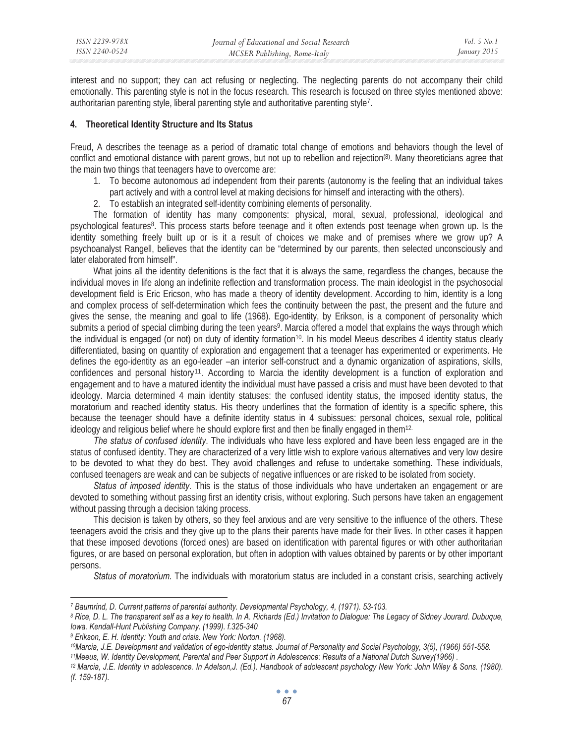interest and no support; they can act refusing or neglecting. The neglecting parents do not accompany their child emotionally. This parenting style is not in the focus research. This research is focused on three styles mentioned above: authoritarian parenting style, liberal parenting style and authoritative parenting style[7].

### 4. Theoretical Identity Structure and Its Status

Freud, A describes the teenage as a period of dramatic total change of emotions and behaviors though the level of conflict and emotional distance with parent grows, but not up to rebellion and rejection[(8)]. Many theoreticians agree that the main two things that teenagers have to overcome are:

1. To become autonomous ad independent from their parents (autonomy is the feeling that an individual takes part actively and with a control level at making decisions for himself and interacting with the others).
2. To establish an integrated self-identity combining elements of personality.

The formation of identity has many components: physical, moral, sexual, professional, ideological and psychological features[8]. This process starts before teenage and it often extends post teenage when grown up. Is the identity something freely built up or is it a result of choices we make and of premises where we grow up? A psychoanalyst Rangell, believes that the identity can be "determined by our parents, then selected unconsciously and later elaborated from himself".

What joins all the identity defenitions is the fact that it is always the same, regardless the changes, because the individual moves in life along an indefinite reflection and transformation process. The main ideologist in the psychosocial development field is Eric Ericson, who has made a theory of identity development. According to him, identity is a long and complex process of self-determination which fees the continuity between the past, the present and the future and gives the sense, the meaning and goal to life (1968). Ego-identity, by Erikson, is a component of personality which submits a period of special climbing during the teen years[9]. Marcia offered a model that explains the ways through which the individual is engaged (or not) on duty of identity formation[10]. In his model Meeus describes 4 identity status clearly differentiated, basing on quantity of exploration and engagement that a teenager has experimented or experiments. He defines the ego-identity as an ego-leader –an interior self-construct and a dynamic organization of aspirations, skills, confidences and personal history[11]. According to Marcia the identity development is a function of exploration and engagement and to have a matured identity the individual must have passed a crisis and must have been devoted to that ideology. Marcia determined 4 main identity statuses: the confused identity status, the imposed identity status, the moratorium and reached identity status. His theory underlines that the formation of identity is a specific sphere, this because the teenager should have a definite identity status in 4 subissues: personal choices, sexual role, political ideology and religious belief where he should explore first and then be finally engaged in them[12].

*The status of confused identity*. The individuals who have less explored and have been less engaged are in the status of confused identity. They are characterized of a very little wish to explore various alternatives and very low desire to be devoted to what they do best. They avoid challenges and refuse to undertake something. These individuals, confused teenagers are weak and can be subjects of negative influences or are risked to be isolated from society.

*Status of imposed identity.* This is the status of those individuals who have undertaken an engagement or are devoted to something without passing first an identity crisis, without exploring. Such persons have taken an engagement without passing through a decision taking process.

This decision is taken by others, so they feel anxious and are very sensitive to the influence of the others. These teenagers avoid the crisis and they give up to the plans their parents have made for their lives. In other cases it happen that these imposed devotions (forced ones) are based on identification with parental figures or with other authoritarian figures, or are based on personal exploration, but often in adoption with values obtained by parents or by other important persons.

*Status of moratorium.* The individuals with moratorium status are included in a constant crisis, searching actively

---

[7] *Baumrind, D. Current patterns of parental authority. Developmental Psychology, 4, (1971). 53-103.*

[8] *Rice, D. L. The transparent self as a key to health. In A. Richards (Ed.) Invitation to Dialogue: The Legacy of Sidney Jourard. Dubuque, Iowa. Kendall-Hunt Publishing Company. (1999). f.325-340*

[9] *Erikson, E. H. Identity: Youth and crisis. New York: Norton. (1968).*

[10] *Marcia, J.E. Development and validation of ego-identity status. Journal of Personality and Social Psychology, 3(5), (1966) 551-558.*

[11] *Meeus, W. Identity Development, Parental and Peer Support in Adolescence: Results of a National Dutch Survey(1966) .*

[12] *Marcia, J.E. Identity in adolescence. In Adelson,J. (Ed.). Handbook of adolescent psychology New York: John Wiley & Sons. (1980). (f. 159-187).*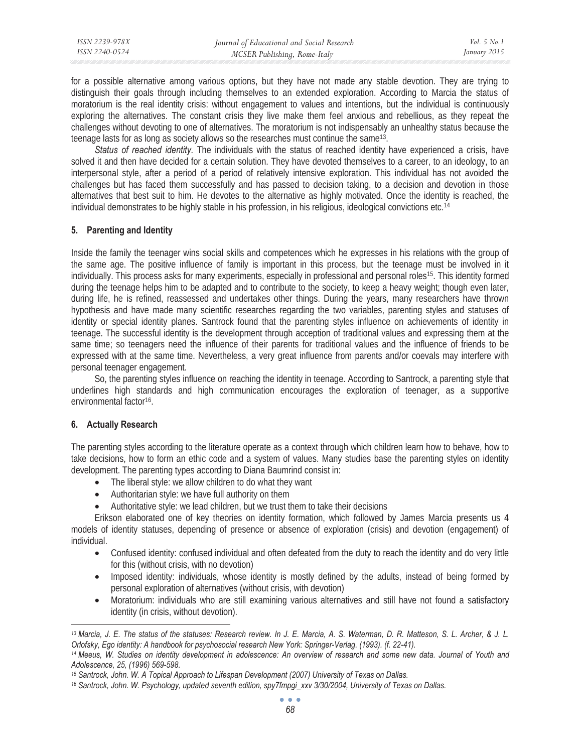for a possible alternative among various options, but they have not made any stable devotion. They are trying to distinguish their goals through including themselves to an extended exploration. According to Marcia the status of moratorium is the real identity crisis: without engagement to values and intentions, but the individual is continuously exploring the alternatives. The constant crisis they live make them feel anxious and rebellious, as they repeat the challenges without devoting to one of alternatives. The moratorium is not indispensably an unhealthy status because the teenage lasts for as long as society allows so the researches must continue the same[13].

*Status of reached identity.* The individuals with the status of reached identity have experienced a crisis, have solved it and then have decided for a certain solution. They have devoted themselves to a career, to an ideology, to an interpersonal style, after a period of a period of relatively intensive exploration. This individual has not avoided the challenges but has faced them successfully and has passed to decision taking, to a decision and devotion in those alternatives that best suit to him. He devotes to the alternative as highly motivated. Once the identity is reached, the individual demonstrates to be highly stable in his profession, in his religious, ideological convictions etc.[14]

## 5. Parenting and Identity

Inside the family the teenager wins social skills and competences which he expresses in his relations with the group of the same age. The positive influence of family is important in this process, but the teenage must be involved in it individually. This process asks for many experiments, especially in professional and personal roles[15]. This identity formed during the teenage helps him to be adapted and to contribute to the society, to keep a heavy weight; though even later, during life, he is refined, reassessed and undertakes other things. During the years, many researchers have thrown hypothesis and have made many scientific researches regarding the two variables, parenting styles and statuses of identity or special identity planes. Santrock found that the parenting styles influence on achievements of identity in teenage. The successful identity is the development through acception of traditional values and expressing them at the same time; so teenagers need the influence of their parents for traditional values and the influence of friends to be expressed with at the same time. Nevertheless, a very great influence from parents and/or coevals may interfere with personal teenager engagement.

So, the parenting styles influence on reaching the identity in teenage. According to Santrock, a parenting style that underlines high standards and high communication encourages the exploration of teenager, as a supportive environmental factor[16].

## 6. Actually Research

The parenting styles according to the literature operate as a context through which children learn how to behave, how to take decisions, how to form an ethic code and a system of values. Many studies base the parenting styles on identity development. The parenting types according to Diana Baumrind consist in:

- The liberal style: we allow children to do what they want
- Authoritarian style: we have full authority on them
- Authoritative style: we lead children, but we trust them to take their decisions

Erikson elaborated one of key theories on identity formation, which followed by James Marcia presents us 4 models of identity statuses, depending of presence or absence of exploration (crisis) and devotion (engagement) of individual.

- Confused identity: confused individual and often defeated from the duty to reach the identity and do very little for this (without crisis, with no devotion)
- Imposed identity: individuals, whose identity is mostly defined by the adults, instead of being formed by personal exploration of alternatives (without crisis, with devotion)
- Moratorium: individuals who are still examining various alternatives and still have not found a satisfactory identity (in crisis, without devotion).

---

[13] *Marcia, J. E. The status of the statuses: Research review. In J. E. Marcia, A. S. Waterman, D. R. Matteson, S. L. Archer, & J. L. Orlofsky, Ego identity: A handbook for psychosocial research New York: Springer-Verlag. (1993). (f. 22-41).*

[14] *Meeus, W. Studies on identity development in adolescence: An overview of research and some new data. Journal of Youth and Adolescence, 25, (1996) 569-598.*

[15] *Santrock, John. W. A Topical Approach to Lifespan Development (2007) University of Texas on Dallas.*

[16] *Santrock, John. W. Psychology, updated seventh edition, spy7fmpgi_xxv 3/30/2004, University of Texas on Dallas.*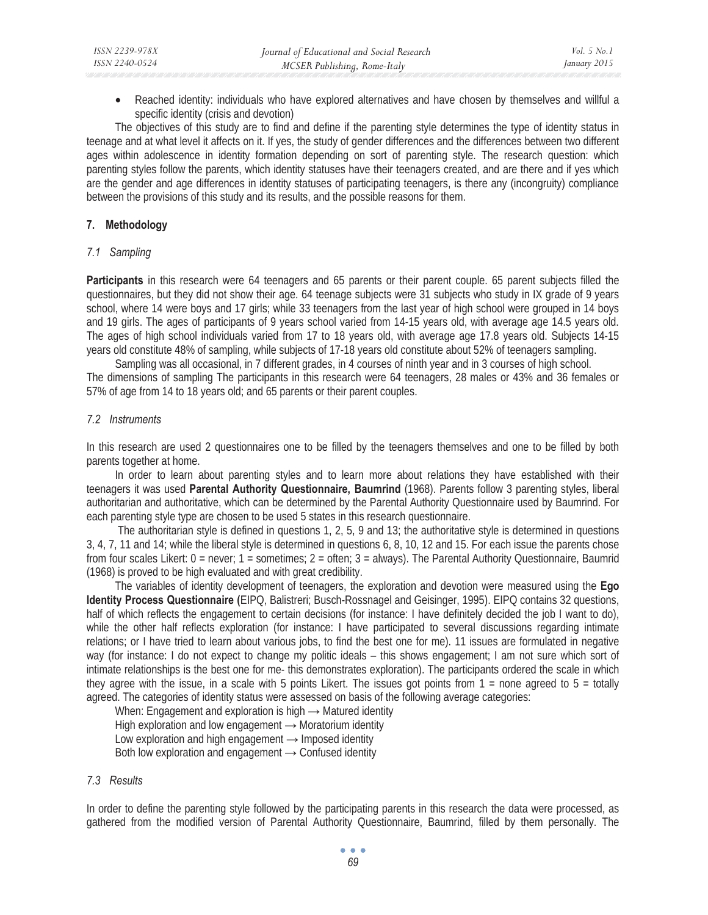- Reached identity: individuals who have explored alternatives and have chosen by themselves and willful a specific identity (crisis and devotion)

The objectives of this study are to find and define if the parenting style determines the type of identity status in teenage and at what level it affects on it. If yes, the study of gender differences and the differences between two different ages within adolescence in identity formation depending on sort of parenting style. The research question: which parenting styles follow the parents, which identity statuses have their teenagers created, and are there and if yes which are the gender and age differences in identity statuses of participating teenagers, is there any (incongruity) compliance between the provisions of this study and its results, and the possible reasons for them.

## 7. Methodology

### *7.1 Sampling*

**Participants** in this research were 64 teenagers and 65 parents or their parent couple. 65 parent subjects filled the questionnaires, but they did not show their age. 64 teenage subjects were 31 subjects who study in IX grade of 9 years school, where 14 were boys and 17 girls; while 33 teenagers from the last year of high school were grouped in 14 boys and 19 girls. The ages of participants of 9 years school varied from 14-15 years old, with average age 14.5 years old. The ages of high school individuals varied from 17 to 18 years old, with average age 17.8 years old. Subjects 14-15 years old constitute 48% of sampling, while subjects of 17-18 years old constitute about 52% of teenagers sampling.

Sampling was all occasional, in 7 different grades, in 4 courses of ninth year and in 3 courses of high school. The dimensions of sampling The participants in this research were 64 teenagers, 28 males or 43% and 36 females or 57% of age from 14 to 18 years old; and 65 parents or their parent couples.

### *7.2 Instruments*

In this research are used 2 questionnaires one to be filled by the teenagers themselves and one to be filled by both parents together at home.

In order to learn about parenting styles and to learn more about relations they have established with their teenagers it was used **Parental Authority Questionnaire, Baumrind** (1968). Parents follow 3 parenting styles, liberal authoritarian and authoritative, which can be determined by the Parental Authority Questionnaire used by Baumrind. For each parenting style type are chosen to be used 5 states in this research questionnaire.

The authoritarian style is defined in questions 1, 2, 5, 9 and 13; the authoritative style is determined in questions 3, 4, 7, 11 and 14; while the liberal style is determined in questions 6, 8, 10, 12 and 15. For each issue the parents chose from four scales Likert: 0 = never; 1 = sometimes; 2 = often; 3 = always). The Parental Authority Questionnaire, Baumrid (1968) is proved to be high evaluated and with great credibility.

The variables of identity development of teenagers, the exploration and devotion were measured using the **Ego Identity Process Questionnaire (**EIPQ, Balistreri; Busch-Rossnagel and Geisinger, 1995). EIPQ contains 32 questions, half of which reflects the engagement to certain decisions (for instance: I have definitely decided the job I want to do), while the other half reflects exploration (for instance: I have participated to several discussions regarding intimate relations; or I have tried to learn about various jobs, to find the best one for me). 11 issues are formulated in negative way (for instance: I do not expect to change my politic ideals – this shows engagement; I am not sure which sort of intimate relationships is the best one for me- this demonstrates exploration). The participants ordered the scale in which they agree with the issue, in a scale with 5 points Likert. The issues got points from 1 = none agreed to 5 = totally agreed. The categories of identity status were assessed on basis of the following average categories:

When: Engagement and exploration is high → Matured identity  
High exploration and low engagement → Moratorium identity  
Low exploration and high engagement → Imposed identity  
Both low exploration and engagement → Confused identity

### *7.3 Results*

In order to define the parenting style followed by the participating parents in this research the data were processed, as gathered from the modified version of Parental Authority Questionnaire, Baumrind, filled by them personally. The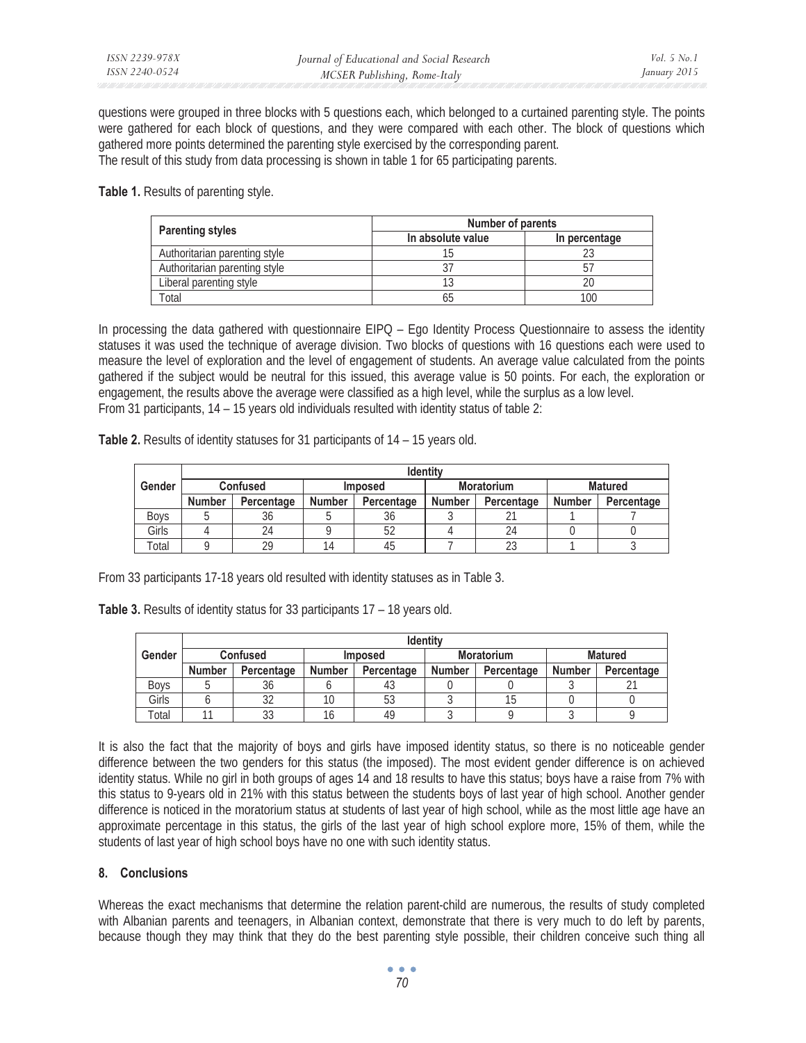questions were grouped in three blocks with 5 questions each, which belonged to a curtained parenting style. The points were gathered for each block of questions, and they were compared with each other. The block of questions which gathered more points determined the parenting style exercised by the corresponding parent.
The result of this study from data processing is shown in table 1 for 65 participating parents.

**Table 1.** Results of parenting style.

| Parenting styles | Number of parents | |
|---|---|---|
| | In absolute value | In percentage |
| Authoritarian parenting style | 15 | 23 |
| Authoritarian parenting style | 37 | 57 |
| Liberal parenting style | 13 | 20 |
| Total | 65 | 100 |

In processing the data gathered with questionnaire EIPQ – Ego Identity Process Questionnaire to assess the identity statuses it was used the technique of average division. Two blocks of questions with 16 questions each were used to measure the level of exploration and the level of engagement of students. An average value calculated from the points gathered if the subject would be neutral for this issued, this average value is 50 points. For each, the exploration or engagement, the results above the average were classified as a high level, while the surplus as a low level.
From 31 participants, 14 – 15 years old individuals resulted with identity status of table 2:

**Table 2.** Results of identity statuses for 31 participants of 14 – 15 years old.

| Gender | Identity | | | | | | | |
|---|---|---|---|---|---|---|---|---|
| | Confused | | Imposed | | Moratorium | | Matured | |
| | Number | Percentage | Number | Percentage | Number | Percentage | Number | Percentage |
| Boys | 5 | 36 | 5 | 36 | 3 | 21 | 1 | 7 |
| Girls | 4 | 24 | 9 | 52 | 4 | 24 | 0 | 0 |
| Total | 9 | 29 | 14 | 45 | 7 | 23 | 1 | 3 |

From 33 participants 17-18 years old resulted with identity statuses as in Table 3.

**Table 3.** Results of identity status for 33 participants 17 – 18 years old.

| Gender | Identity | | | | | | | |
|---|---|---|---|---|---|---|---|---|
| | Confused | | Imposed | | Moratorium | | Matured | |
| | Number | Percentage | Number | Percentage | Number | Percentage | Number | Percentage |
| Boys | 5 | 36 | 6 | 43 | 0 | 0 | 3 | 21 |
| Girls | 6 | 32 | 10 | 53 | 3 | 15 | 0 | 0 |
| Total | 11 | 33 | 16 | 49 | 3 | 9 | 3 | 9 |

It is also the fact that the majority of boys and girls have imposed identity status, so there is no noticeable gender difference between the two genders for this status (the imposed). The most evident gender difference is on achieved identity status. While no girl in both groups of ages 14 and 18 results to have this status; boys have a raise from 7% with this status to 9-years old in 21% with this status between the students boys of last year of high school. Another gender difference is noticed in the moratorium status at students of last year of high school, while as the most little age have an approximate percentage in this status, the girls of the last year of high school explore more, 15% of them, while the students of last year of high school boys have no one with such identity status.

## 8. Conclusions

Whereas the exact mechanisms that determine the relation parent-child are numerous, the results of study completed with Albanian parents and teenagers, in Albanian context, demonstrate that there is very much to do left by parents, because though they may think that they do the best parenting style possible, their children conceive such thing all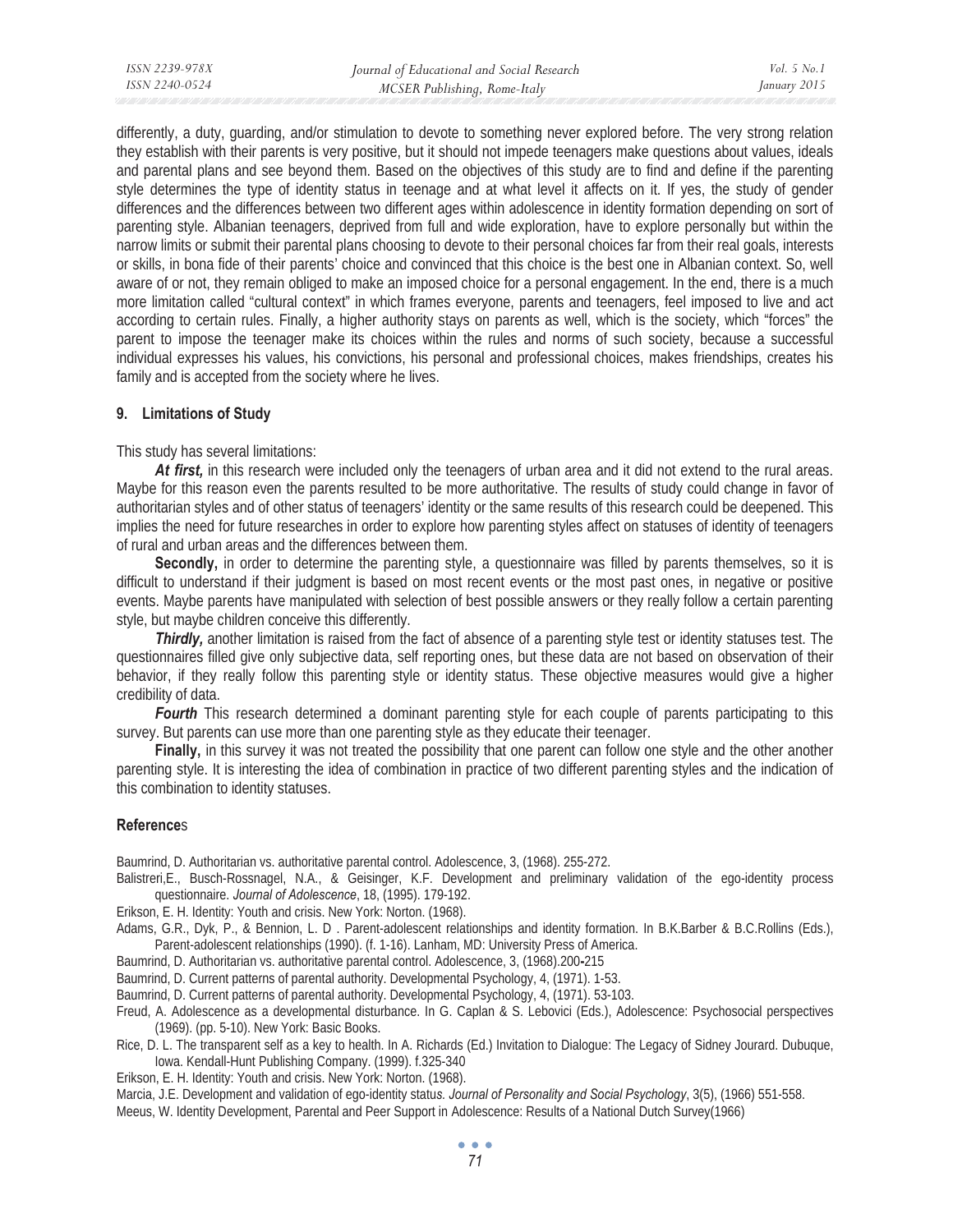differently, a duty, guarding, and/or stimulation to devote to something never explored before. The very strong relation they establish with their parents is very positive, but it should not impede teenagers make questions about values, ideals and parental plans and see beyond them. Based on the objectives of this study are to find and define if the parenting style determines the type of identity status in teenage and at what level it affects on it. If yes, the study of gender differences and the differences between two different ages within adolescence in identity formation depending on sort of parenting style. Albanian teenagers, deprived from full and wide exploration, have to explore personally but within the narrow limits or submit their parental plans choosing to devote to their personal choices far from their real goals, interests or skills, in bona fide of their parents' choice and convinced that this choice is the best one in Albanian context. So, well aware of or not, they remain obliged to make an imposed choice for a personal engagement. In the end, there is a much more limitation called "cultural context" in which frames everyone, parents and teenagers, feel imposed to live and act according to certain rules. Finally, a higher authority stays on parents as well, which is the society, which "forces" the parent to impose the teenager make its choices within the rules and norms of such society, because a successful individual expresses his values, his convictions, his personal and professional choices, makes friendships, creates his family and is accepted from the society where he lives.

## 9. Limitations of Study

This study has several limitations:

***At first,*** in this research were included only the teenagers of urban area and it did not extend to the rural areas. Maybe for this reason even the parents resulted to be more authoritative. The results of study could change in favor of authoritarian styles and of other status of teenagers' identity or the same results of this research could be deepened. This implies the need for future researches in order to explore how parenting styles affect on statuses of identity of teenagers of rural and urban areas and the differences between them.

**Secondly,** in order to determine the parenting style, a questionnaire was filled by parents themselves, so it is difficult to understand if their judgment is based on most recent events or the most past ones, in negative or positive events. Maybe parents have manipulated with selection of best possible answers or they really follow a certain parenting style, but maybe children conceive this differently.

***Thirdly,*** another limitation is raised from the fact of absence of a parenting style test or identity statuses test. The questionnaires filled give only subjective data, self reporting ones, but these data are not based on observation of their behavior, if they really follow this parenting style or identity status. These objective measures would give a higher credibility of data.

***Fourth*** This research determined a dominant parenting style for each couple of parents participating to this survey. But parents can use more than one parenting style as they educate their teenager.

**Finally,** in this survey it was not treated the possibility that one parent can follow one style and the other another parenting style. It is interesting the idea of combination in practice of two different parenting styles and the indication of this combination to identity statuses.

## References

Baumrind, D. Authoritarian vs. authoritative parental control. Adolescence, 3, (1968). 255-272.

Balistreri,E., Busch-Rossnagel, N.A., & Geisinger, K.F. Development and preliminary validation of the ego-identity process questionnaire. *Journal of Adolescence*, 18, (1995). 179-192.

Erikson, E. H. Identity: Youth and crisis. New York: Norton. (1968).

Adams, G.R., Dyk, P., & Bennion, L. D . Parent-adolescent relationships and identity formation. In B.K.Barber & B.C.Rollins (Eds.), Parent-adolescent relationships (1990). (f. 1-16). Lanham, MD: University Press of America.

Baumrind, D. Authoritarian vs. authoritative parental control. Adolescence, 3, (1968).200-215

Baumrind, D. Current patterns of parental authority. Developmental Psychology, 4, (1971). 1-53.

Baumrind, D. Current patterns of parental authority. Developmental Psychology, 4, (1971). 53-103.

Freud, A. Adolescence as a developmental disturbance. In G. Caplan & S. Lebovici (Eds.), Adolescence: Psychosocial perspectives (1969). (pp. 5-10). New York: Basic Books.

Rice, D. L. The transparent self as a key to health. In A. Richards (Ed.) Invitation to Dialogue: The Legacy of Sidney Jourard. Dubuque, Iowa. Kendall-Hunt Publishing Company. (1999). f.325-340

Erikson, E. H. Identity: Youth and crisis. New York: Norton. (1968).

Marcia, J.E. Development and validation of ego-identity status. *Journal of Personality and Social Psychology*, 3(5), (1966) 551-558.

Meeus, W. Identity Development, Parental and Peer Support in Adolescence: Results of a National Dutch Survey(1966)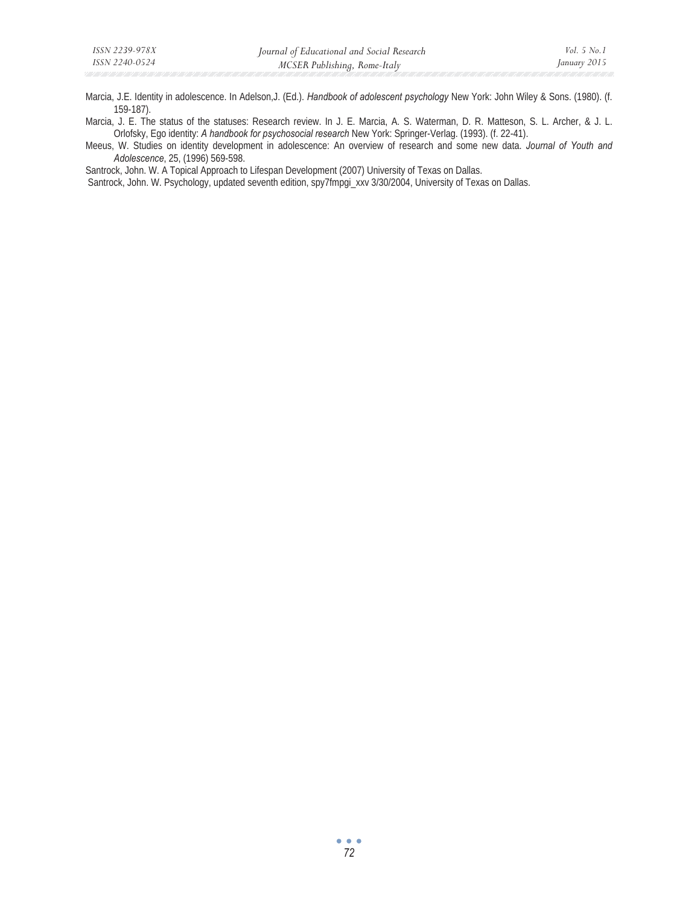Marcia, J.E. Identity in adolescence. In Adelson,J. (Ed.). *Handbook of adolescent psychology* New York: John Wiley & Sons. (1980). (f. 159-187).

Marcia, J. E. The status of the statuses: Research review. In J. E. Marcia, A. S. Waterman, D. R. Matteson, S. L. Archer, & J. L. Orlofsky, Ego identity: *A handbook for psychosocial research* New York: Springer-Verlag. (1993). (f. 22-41).

Meeus, W. Studies on identity development in adolescence: An overview of research and some new data. *Journal of Youth and Adolescence*, 25, (1996) 569-598.

Santrock, John. W. A Topical Approach to Lifespan Development (2007) University of Texas on Dallas.

Santrock, John. W. Psychology, updated seventh edition, spy7fmpgi_xxv 3/30/2004, University of Texas on Dallas.